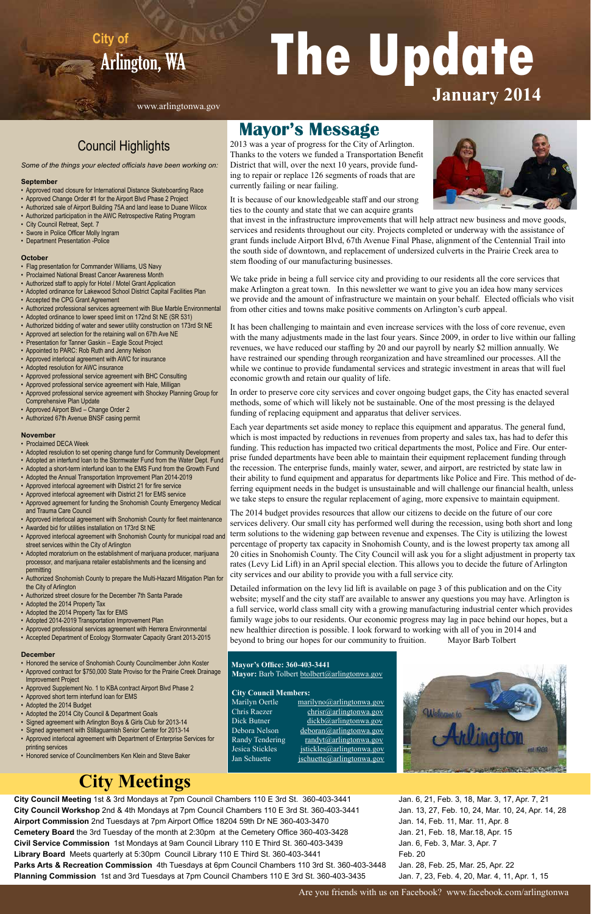City of
# Arlington, WA

# The Update

**January 2014**

www.arlingtonwa.gov

## Council Highlights

*Some of the things your elected officials have been working on:*

### September

- Approved road closure for International Distance Skateboarding Race
- Approved Change Order #1 for the Airport Blvd Phase 2 Project
- Authorized sale of Airport Building 75A and land lease to Duane Wilcox
- Authorized participation in the AWC Retrospective Rating Program
- City Council Retreat, Sept. 7
- Swore in Police Officer Molly Ingram
- Department Presentation -Police

### October

- Flag presentation for Commander Williams, US Navy
- Proclaimed National Breast Cancer Awareness Month
- Authorized staff to apply for Hotel / Motel Grant Application
- Adopted ordinance for Lakewood School District Capital Facilities Plan
- Accepted the CPG Grant Agreement
- Authorized professional services agreement with Blue Marble Environmental
- Adopted ordinance to lower speed limit on 172nd St NE (SR 531)
- Authorized bidding of water and sewer utility construction on 173rd St NE
- Approved art selection for the retaining wall on 67th Ave NE
- Presentation for Tanner Gaskin – Eagle Scout Project
- Appointed to PARC: Rob Ruth and Jenny Nelson
- Approved interlocal agreement with AWC for insurance
- Adopted resolution for AWC insurance
- Approved professional service agreement with BHC Consulting
- Approved professional service agreement with Hale, Milligan
- Approved professional service agreement with Shockey Planning Group for Comprehensive Plan Update
- Approved Airport Blvd – Change Order 2
- Authorized 67th Avenue BNSF casing permit

### November

- Proclaimed DECA Week
- Adopted resolution to set opening change fund for Community Development
- Adopted an interfund loan to the Stormwater Fund from the Water Dept. Fund
- Adopted a short-term interfund loan to the EMS Fund from the Growth Fund
- Adopted the Annual Transportation Improvement Plan 2014-2019
- Approved interlocal agreement with District 21 for fire service
- Approved interlocal agreement with District 21 for EMS service
- Approved agreement for funding the Snohomish County Emergency Medical and Trauma Care Council
- Approved interlocal agreement with Snohomish County for fleet maintenance
- Awarded bid for utilities installation on 173rd St NE
- Approved interlocal agreement with Snohomish County for municipal road and street services within the City of Arlington
- Adopted moratorium on the establishment of marijuana producer, marijuana processor, and marijuana retailer establishments and the licensing and permitting
- Authorized Snohomish County to prepare the Multi-Hazard Mitigation Plan for the City of Arlington
- Authorized street closure for the December 7th Santa Parade
- Adopted the 2014 Property Tax
- Adopted the 2014 Property Tax for EMS
- Adopted 2014-2019 Transportation Improvement Plan
- Approved professional services agreement with Herrera Environmental
- Accepted Department of Ecology Stormwater Capacity Grant 2013-2015

### December

- Honored the service of Snohomish County Councilmember John Koster
- Approved contract for $750,000 State Proviso for the Prairie Creek Drainage Improvement Project
- Approved Supplement No. 1 to KBA contract Airport Blvd Phase 2
- Approved short term interfund loan for EMS
- Adopted the 2014 Budget
- Adopted the 2014 City Council & Department Goals
- Signed agreement with Arlington Boys & Girls Club for 2013-14
- Signed agreement with Stillaguamish Senior Center for 2013-14
- Approved interlocal agreement with Department of Enterprise Services for printing services
- Honored service of Councilmembers Ken Klein and Steve Baker

## Mayor's Message

2013 was a year of progress for the City of Arlington. Thanks to the voters we funded a Transportation Benefit District that will, over the next 10 years, provide funding to repair or replace 126 segments of roads that are currently failing or near failing.

It is because of our knowledgeable staff and our strong ties to the county and state that we can acquire grants that invest in the infrastructure improvements that will help attract new business and move goods, services and residents throughout our city. Projects completed or underway with the assistance of grant funds include Airport Blvd, 67th Avenue Final Phase, alignment of the Centennial Trail into the south side of downtown, and replacement of undersized culverts in the Prairie Creek area to stem flooding of our manufacturing businesses.

We take pride in being a full service city and providing to our residents all the core services that make Arlington a great town. In this newsletter we want to give you an idea how many services we provide and the amount of infrastructure we maintain on your behalf. Elected officials who visit from other cities and towns make positive comments on Arlington's curb appeal.

It has been challenging to maintain and even increase services with the loss of core revenue, even with the many adjustments made in the last four years. Since 2009, in order to live within our falling revenues, we have reduced our staffing by 20 and our payroll by nearly $2 million annually. We have restrained our spending through reorganization and have streamlined our processes. All the while we continue to provide fundamental services and strategic investment in areas that will fuel economic growth and retain our quality of life.

In order to preserve core city services and cover ongoing budget gaps, the City has enacted several methods, some of which will likely not be sustainable. One of the most pressing is the delayed funding of replacing equipment and apparatus that deliver services.

Each year departments set aside money to replace this equipment and apparatus. The general fund, which is most impacted by reductions in revenues from property and sales tax, has had to defer this funding. This reduction has impacted two critical departments the most, Police and Fire. Our enterprise funded departments have been able to maintain their equipment replacement funding through the recession. The enterprise funds, mainly water, sewer, and airport, are restricted by state law in their ability to fund equipment and apparatus for departments like Police and Fire. This method of deferring equipment needs in the budget is unsustainable and will challenge our financial health, unless we take steps to ensure the regular replacement of aging, more expensive to maintain equipment.

The 2014 budget provides resources that allow our citizens to decide on the future of our core services delivery. Our small city has performed well during the recession, using both short and long term solutions to the widening gap between revenue and expenses. The City is utilizing the lowest percentage of property tax capacity in Snohomish County, and is the lowest property tax among all 20 cities in Snohomish County. The City Council will ask you for a slight adjustment in property tax rates (Levy Lid Lift) in an April special election. This allows you to decide the future of Arlington city services and our ability to provide you with a full service city.

Detailed information on the levy lid lift is available on page 3 of this publication and on the City website; myself and the city staff are available to answer any questions you may have. Arlington is a full service, world class small city with a growing manufacturing industrial center which provides family wage jobs to our residents. Our economic progress may lag in pace behind our hopes, but a new healthier direction is possible. I look forward to working with all of you in 2014 and beyond to bring our hopes for our community to fruition. Mayor Barb Tolbert

**Mayor's Office: 360-403-3441**
**Mayor:** Barb Tolbert btolbert@arlingtonwa.gov

**City Council Members:**

| | |
|---|---|
| Marilyn Oertle | marilyno@arlingtonwa.gov |
| Chris Raezer | chrisr@arlingtonwa.gov |
| Dick Butner | dickb@arlingtonwa.gov |
| Debora Nelson | deboran@arlingtonwa.gov |
| Randy Tendering | randyt@arlingtonwa.gov |
| Jesica Stickles | jstickles@arlingtonwa.gov |
| Jan Schuette | jschuette@arlingtonwa.gov |

## City Meetings

| Meeting | Dates |
|---|---|
| **City Council Meeting** 1st & 3rd Mondays at 7pm Council Chambers 110 E 3rd St. 360-403-3441 | Jan. 6, 21, Feb. 3, 18, Mar. 3, 17, Apr. 7, 21 |
| **City Council Workshop** 2nd & 4th Mondays at 7pm Council Chambers 110 E 3rd St. 360-403-3441 | Jan. 13, 27, Feb. 10, 24, Mar. 10, 24, Apr. 14, 28 |
| **Airport Commission** 2nd Tuesdays at 7pm Airport Office 18204 59th Dr NE 360-403-3470 | Jan. 14, Feb. 11, Mar. 11, Apr. 8 |
| **Cemetery Board** the 3rd Tuesday of the month at 2:30pm at the Cemetery Office 360-403-3428 | Jan. 21, Feb. 18, Mar.18, Apr. 15 |
| **Civil Service Commission** 1st Mondays at 9am Council Library 110 E Third St. 360-403-3439 | Jan. 6, Feb. 3, Mar. 3, Apr. 7 |
| **Library Board** Meets quarterly at 5:30pm Council Library 110 E Third St. 360-403-3441 | Feb. 20 |
| **Parks Arts & Recreation Commission** 4th Tuesdays at 6pm Council Chambers 110 3rd St. 360-403-3448 | Jan. 28, Feb. 25, Mar. 25, Apr. 22 |
| **Planning Commission** 1st and 3rd Tuesdays at 7pm Council Chambers 110 E 3rd St. 360-403-3435 | Jan. 7, 23, Feb. 4, 20, Mar. 4, 11, Apr. 1, 15 |

Are you friends with us on Facebook? www.facebook.com/arlingtonwa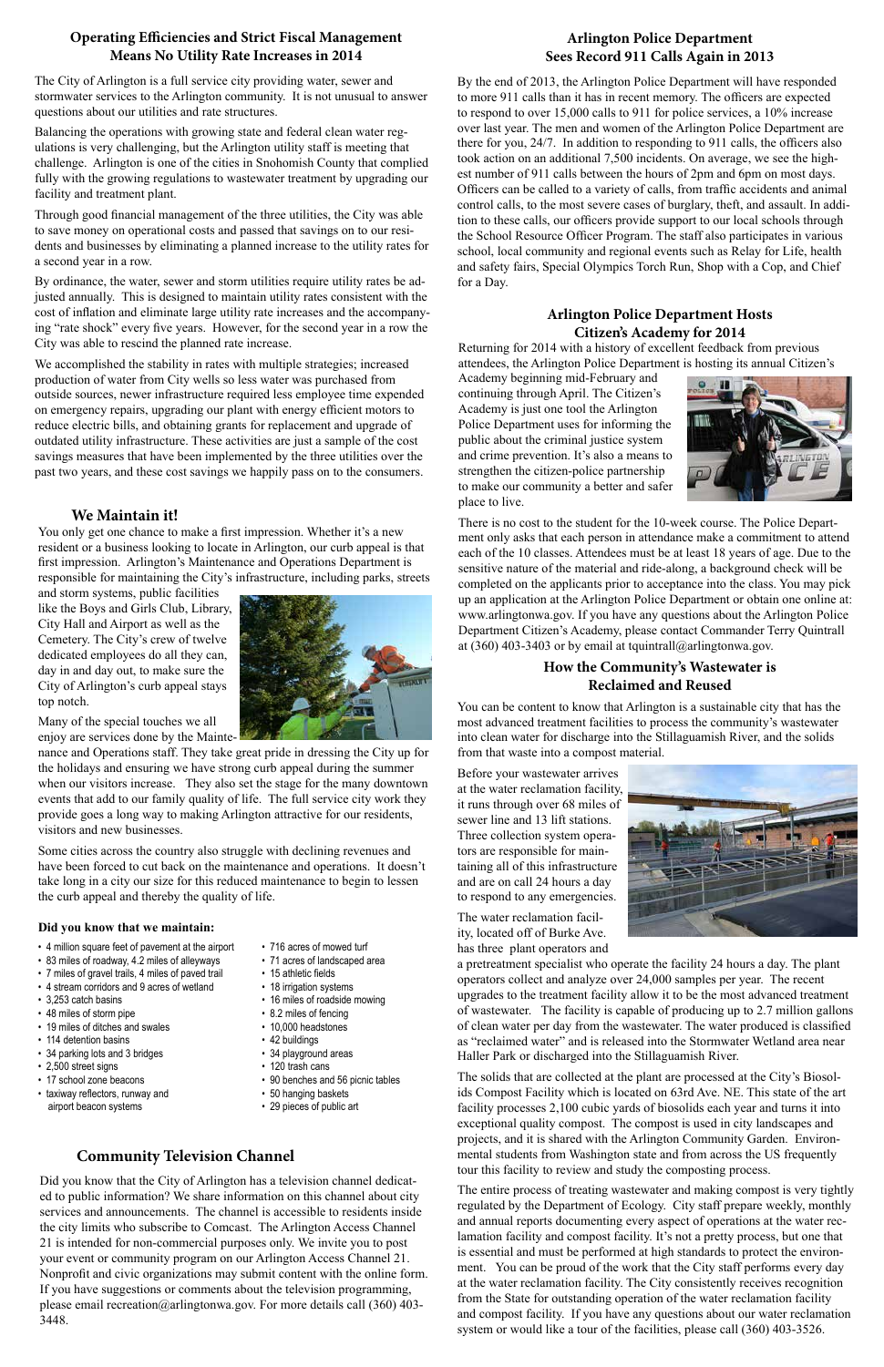## Operating Efficiencies and Strict Fiscal Management Means No Utility Rate Increases in 2014

The City of Arlington is a full service city providing water, sewer and stormwater services to the Arlington community. It is not unusual to answer questions about our utilities and rate structures.

Balancing the operations with growing state and federal clean water regulations is very challenging, but the Arlington utility staff is meeting that challenge. Arlington is one of the cities in Snohomish County that complied fully with the growing regulations to wastewater treatment by upgrading our facility and treatment plant.

Through good financial management of the three utilities, the City was able to save money on operational costs and passed that savings on to our residents and businesses by eliminating a planned increase to the utility rates for a second year in a row.

By ordinance, the water, sewer and storm utilities require utility rates be adjusted annually. This is designed to maintain utility rates consistent with the cost of inflation and eliminate large utility rate increases and the accompanying "rate shock" every five years. However, for the second year in a row the City was able to rescind the planned rate increase.

We accomplished the stability in rates with multiple strategies; increased production of water from City wells so less water was purchased from outside sources, newer infrastructure required less employee time expended on emergency repairs, upgrading our plant with energy efficient motors to reduce electric bills, and obtaining grants for replacement and upgrade of outdated utility infrastructure. These activities are just a sample of the cost savings measures that have been implemented by the three utilities over the past two years, and these cost savings we happily pass on to the consumers.

## We Maintain it!

You only get one chance to make a first impression. Whether it's a new resident or a business looking to locate in Arlington, our curb appeal is that first impression. Arlington's Maintenance and Operations Department is responsible for maintaining the City's infrastructure, including parks, streets and storm systems, public facilities like the Boys and Girls Club, Library, City Hall and Airport as well as the Cemetery. The City's crew of twelve dedicated employees do all they can, day in and day out, to make sure the City of Arlington's curb appeal stays top notch.

Many of the special touches we all enjoy are services done by the Maintenance and Operations staff. They take great pride in dressing the City up for the holidays and ensuring we have strong curb appeal during the summer when our visitors increase. They also set the stage for the many downtown events that add to our family quality of life. The full service city work they provide goes a long way to making Arlington attractive for our residents, visitors and new businesses.

Some cities across the country also struggle with declining revenues and have been forced to cut back on the maintenance and operations. It doesn't take long in a city our size for this reduced maintenance to begin to lessen the curb appeal and thereby the quality of life.

**Did you know that we maintain:**

- 4 million square feet of pavement at the airport
- 83 miles of roadway, 4.2 miles of alleyways
- 7 miles of gravel trails, 4 miles of paved trail
- 4 stream corridors and 9 acres of wetland
- 3,253 catch basins
- 48 miles of storm pipe
- 19 miles of ditches and swales
- 114 detention basins
- 34 parking lots and 3 bridges
- 2,500 street signs
- 17 school zone beacons
- taxiway reflectors, runway and airport beacon systems
- 716 acres of mowed turf
- 71 acres of landscaped area
- 15 athletic fields
- 18 irrigation systems
- 16 miles of roadside mowing
- 8.2 miles of fencing
- 10,000 headstones
- 42 buildings
- 34 playground areas
- 120 trash cans
- 90 benches and 56 picnic tables
- 50 hanging baskets
- 29 pieces of public art

## Community Television Channel

Did you know that the City of Arlington has a television channel dedicated to public information? We share information on this channel about city services and announcements. The channel is accessible to residents inside the city limits who subscribe to Comcast. The Arlington Access Channel 21 is intended for non-commercial purposes only. We invite you to post your event or community program on our Arlington Access Channel 21. Nonprofit and civic organizations may submit content with the online form. If you have suggestions or comments about the television programming, please email recreation@arlingtonwa.gov. For more details call (360) 403-3448.

## Arlington Police Department Sees Record 911 Calls Again in 2013

By the end of 2013, the Arlington Police Department will have responded to more 911 calls than it has in recent memory. The officers are expected to respond to over 15,000 calls to 911 for police services, a 10% increase over last year. The men and women of the Arlington Police Department are there for you, 24/7. In addition to responding to 911 calls, the officers also took action on an additional 7,500 incidents. On average, we see the highest number of 911 calls between the hours of 2pm and 6pm on most days. Officers can be called to a variety of calls, from traffic accidents and animal control calls, to the most severe cases of burglary, theft, and assault. In addition to these calls, our officers provide support to our local schools through the School Resource Officer Program. The staff also participates in various school, local community and regional events such as Relay for Life, health and safety fairs, Special Olympics Torch Run, Shop with a Cop, and Chief for a Day.

## Arlington Police Department Hosts Citizen's Academy for 2014

Returning for 2014 with a history of excellent feedback from previous attendees, the Arlington Police Department is hosting its annual Citizen's Academy beginning mid-February and continuing through April. The Citizen's Academy is just one tool the Arlington Police Department uses for informing the public about the criminal justice system and crime prevention. It's also a means to strengthen the citizen-police partnership to make our community a better and safer place to live.

There is no cost to the student for the 10-week course. The Police Department only asks that each person in attendance make a commitment to attend each of the 10 classes. Attendees must be at least 18 years of age. Due to the sensitive nature of the material and ride-along, a background check will be completed on the applicants prior to acceptance into the class. You may pick up an application at the Arlington Police Department or obtain one online at: www.arlingtonwa.gov. If you have any questions about the Arlington Police Department Citizen's Academy, please contact Commander Terry Quintrall at (360) 403-3403 or by email at tquintrall@arlingtonwa.gov.

## How the Community's Wastewater is Reclaimed and Reused

You can be content to know that Arlington is a sustainable city that has the most advanced treatment facilities to process the community's wastewater into clean water for discharge into the Stillaguamish River, and the solids from that waste into a compost material.

Before your wastewater arrives at the water reclamation facility, it runs through over 68 miles of sewer line and 13 lift stations. Three collection system operators are responsible for maintaining all of this infrastructure and are on call 24 hours a day to respond to any emergencies.

The water reclamation facility, located off of Burke Ave. has three plant operators and a pretreatment specialist who operate the facility 24 hours a day. The plant operators collect and analyze over 24,000 samples per year. The recent upgrades to the treatment facility allow it to be the most advanced treatment of wastewater. The facility is capable of producing up to 2.7 million gallons of clean water per day from the wastewater. The water produced is classified as "reclaimed water" and is released into the Stormwater Wetland area near Haller Park or discharged into the Stillaguamish River.

The solids that are collected at the plant are processed at the City's Biosolids Compost Facility which is located on 63rd Ave. NE. This state of the art facility processes 2,100 cubic yards of biosolids each year and turns it into exceptional quality compost. The compost is used in city landscapes and projects, and it is shared with the Arlington Community Garden. Environmental students from Washington state and from across the US frequently tour this facility to review and study the composting process.

The entire process of treating wastewater and making compost is very tightly regulated by the Department of Ecology. City staff prepare weekly, monthly and annual reports documenting every aspect of operations at the water reclamation facility and compost facility. It's not a pretty process, but one that is essential and must be performed at high standards to protect the environment. You can be proud of the work that the City staff performs every day at the water reclamation facility. The City consistently receives recognition from the State for outstanding operation of the water reclamation facility and compost facility. If you have any questions about our water reclamation system or would like a tour of the facilities, please call (360) 403-3526.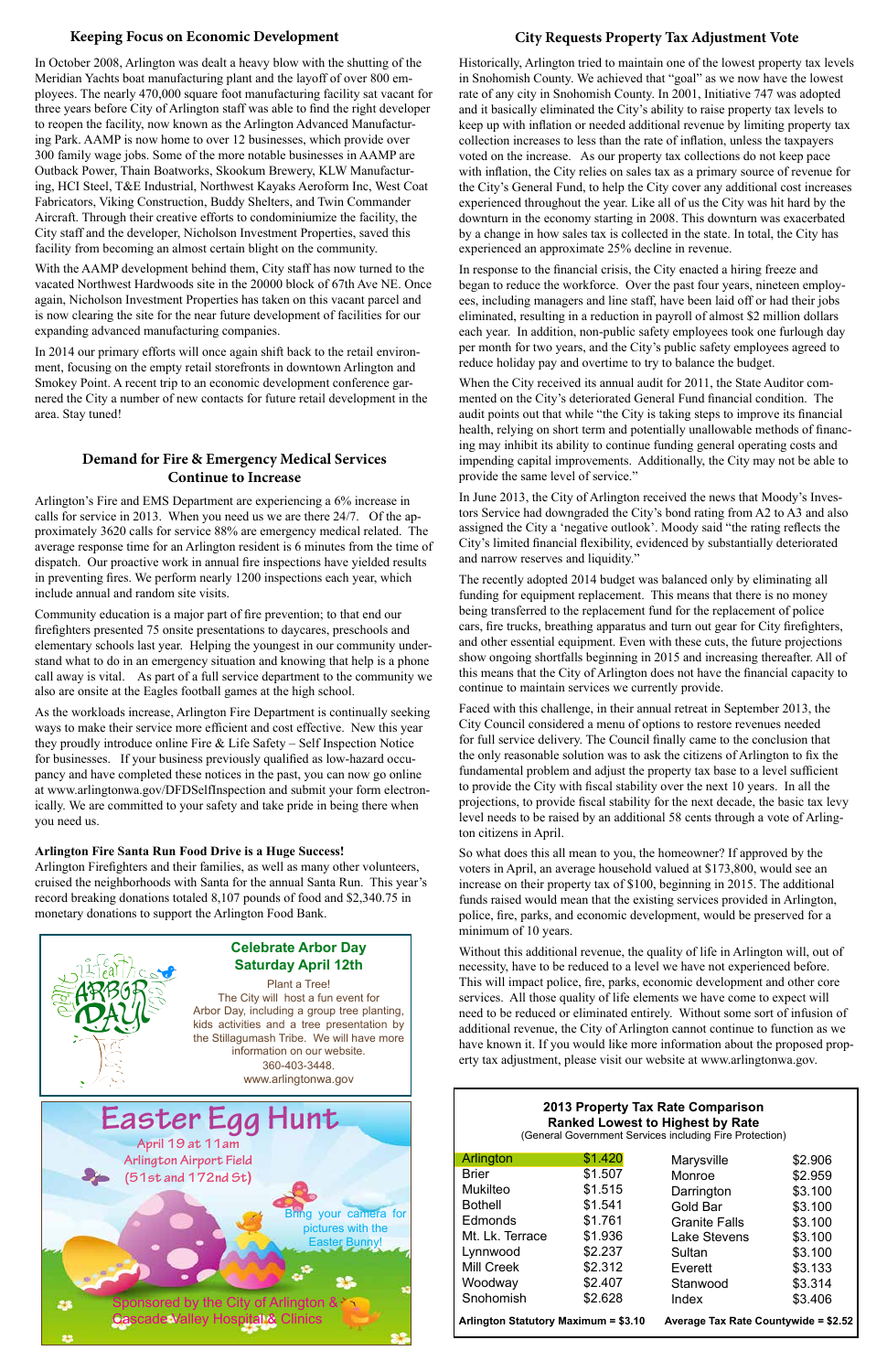## Keeping Focus on Economic Development

In October 2008, Arlington was dealt a heavy blow with the shutting of the Meridian Yachts boat manufacturing plant and the layoff of over 800 employees. The nearly 470,000 square foot manufacturing facility sat vacant for three years before City of Arlington staff was able to find the right developer to reopen the facility, now known as the Arlington Advanced Manufacturing Park. AAMP is now home to over 12 businesses, which provide over 300 family wage jobs. Some of the more notable businesses in AAMP are Outback Power, Thain Boatworks, Skookum Brewery, KLW Manufacturing, HCI Steel, T&E Industrial, Northwest Kayaks Aeroform Inc, West Coat Fabricators, Viking Construction, Buddy Shelters, and Twin Commander Aircraft. Through their creative efforts to condominiumize the facility, the City staff and the developer, Nicholson Investment Properties, saved this facility from becoming an almost certain blight on the community.

With the AAMP development behind them, City staff has now turned to the vacated Northwest Hardwoods site in the 20000 block of 67th Ave NE. Once again, Nicholson Investment Properties has taken on this vacant parcel and is now clearing the site for the near future development of facilities for our expanding advanced manufacturing companies.

In 2014 our primary efforts will once again shift back to the retail environment, focusing on the empty retail storefronts in downtown Arlington and Smokey Point. A recent trip to an economic development conference garnered the City a number of new contacts for future retail development in the area. Stay tuned!

## Demand for Fire & Emergency Medical Services Continue to Increase

Arlington's Fire and EMS Department are experiencing a 6% increase in calls for service in 2013. When you need us we are there 24/7. Of the approximately 3620 calls for service 88% are emergency medical related. The average response time for an Arlington resident is 6 minutes from the time of dispatch. Our proactive work in annual fire inspections have yielded results in preventing fires. We perform nearly 1200 inspections each year, which include annual and random site visits.

Community education is a major part of fire prevention; to that end our firefighters presented 75 onsite presentations to daycares, preschools and elementary schools last year. Helping the youngest in our community understand what to do in an emergency situation and knowing that help is a phone call away is vital. As part of a full service department to the community we also are onsite at the Eagles football games at the high school.

As the workloads increase, Arlington Fire Department is continually seeking ways to make their service more efficient and cost effective. New this year they proudly introduce online Fire & Life Safety – Self Inspection Notice for businesses. If your business previously qualified as low-hazard occupancy and have completed these notices in the past, you can now go online at www.arlingtonwa.gov/DFDSelfInspection and submit your form electronically. We are committed to your safety and take pride in being there when you need us.

**Arlington Fire Santa Run Food Drive is a Huge Success!**
Arlington Firefighters and their families, as well as many other volunteers, cruised the neighborhoods with Santa for the annual Santa Run. This year's record breaking donations totaled 8,107 pounds of food and $2,340.75 in monetary donations to support the Arlington Food Bank.

**Celebrate Arbor Day**
**Saturday April 12th**

Plant a Tree!
The City will host a fun event for Arbor Day, including a group tree planting, kids activities and a tree presentation by the Stillagumash Tribe. We will have more information on our website.
360-403-3448.
www.arlingtonwa.gov

**Easter Egg Hunt**
April 19 at 11am
Arlington Airport Field
(51st and 172nd St)

Bring your camera for pictures with the Easter Bunny!

Sponsored by the City of Arlington & Cascade Valley Hospital & Clinics

## City Requests Property Tax Adjustment Vote

Historically, Arlington tried to maintain one of the lowest property tax levels in Snohomish County. We achieved that "goal" as we now have the lowest rate of any city in Snohomish County. In 2001, Initiative 747 was adopted and it basically eliminated the City's ability to raise property tax levels to keep up with inflation or needed additional revenue by limiting property tax collection increases to less than the rate of inflation, unless the taxpayers voted on the increase. As our property tax collections do not keep pace with inflation, the City relies on sales tax as a primary source of revenue for the City's General Fund, to help the City cover any additional cost increases experienced throughout the year. Like all of us the City was hit hard by the downturn in the economy starting in 2008. This downturn was exacerbated by a change in how sales tax is collected in the state. In total, the City has experienced an approximate 25% decline in revenue.

In response to the financial crisis, the City enacted a hiring freeze and began to reduce the workforce. Over the past four years, nineteen employees, including managers and line staff, have been laid off or had their jobs eliminated, resulting in a reduction in payroll of almost $2 million dollars each year. In addition, non-public safety employees took one furlough day per month for two years, and the City's public safety employees agreed to reduce holiday pay and overtime to try to balance the budget.

When the City received its annual audit for 2011, the State Auditor commented on the City's deteriorated General Fund financial condition. The audit points out that while "the City is taking steps to improve its financial health, relying on short term and potentially unallowable methods of financing may inhibit its ability to continue funding general operating costs and impending capital improvements. Additionally, the City may not be able to provide the same level of service."

In June 2013, the City of Arlington received the news that Moody's Investors Service had downgraded the City's bond rating from A2 to A3 and also assigned the City a 'negative outlook'. Moody said "the rating reflects the City's limited financial flexibility, evidenced by substantially deteriorated and narrow reserves and liquidity."

The recently adopted 2014 budget was balanced only by eliminating all funding for equipment replacement. This means that there is no money being transferred to the replacement fund for the replacement of police cars, fire trucks, breathing apparatus and turn out gear for City firefighters, and other essential equipment. Even with these cuts, the future projections show ongoing shortfalls beginning in 2015 and increasing thereafter. All of this means that the City of Arlington does not have the financial capacity to continue to maintain services we currently provide.

Faced with this challenge, in their annual retreat in September 2013, the City Council considered a menu of options to restore revenues needed for full service delivery. The Council finally came to the conclusion that the only reasonable solution was to ask the citizens of Arlington to fix the fundamental problem and adjust the property tax base to a level sufficient to provide the City with fiscal stability over the next 10 years. In all the projections, to provide fiscal stability for the next decade, the basic tax levy level needs to be raised by an additional 58 cents through a vote of Arlington citizens in April.

So what does this all mean to you, the homeowner? If approved by the voters in April, an average household valued at $173,800, would see an increase on their property tax of $100, beginning in 2015. The additional funds raised would mean that the existing services provided in Arlington, police, fire, parks, and economic development, would be preserved for a minimum of 10 years.

Without this additional revenue, the quality of life in Arlington will, out of necessity, have to be reduced to a level we have not experienced before. This will impact police, fire, parks, economic development and other core services. All those quality of life elements we have come to expect will need to be reduced or eliminated entirely. Without some sort of infusion of additional revenue, the City of Arlington cannot continue to function as we have known it. If you would like more information about the proposed property tax adjustment, please visit our website at www.arlingtonwa.gov.

**2013 Property Tax Rate Comparison**
**Ranked Lowest to Highest by Rate**
(General Government Services including Fire Protection)

| City | Rate | City | Rate |
|---|---|---|---|
| Arlington | $1.420 | Marysville | $2.906 |
| Brier | $1.507 | Monroe | $2.959 |
| Mukilteo | $1.515 | Darrington | $3.100 |
| Bothell | $1.541 | Gold Bar | $3.100 |
| Edmonds | $1.761 | Granite Falls | $3.100 |
| Mt. Lk. Terrace | $1.936 | Lake Stevens | $3.100 |
| Lynnwood | $2.237 | Sultan | $3.100 |
| Mill Creek | $2.312 | Everett | $3.133 |
| Woodway | $2.407 | Stanwood | $3.314 |
| Snohomish | $2.628 | Index | $3.406 |

**Arlington Statutory Maximum = $3.10** **Average Tax Rate Countywide = $2.52**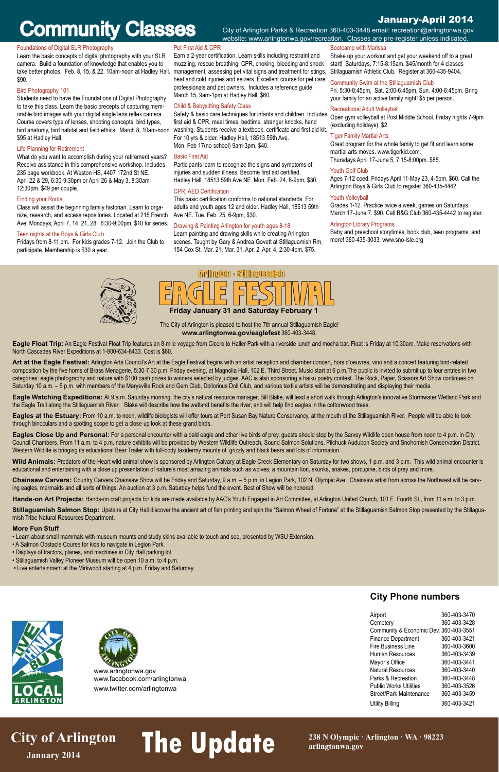# Community Classes

## January-April 2014

City of Arlington Parks & Recreation 360-403-3448 email: recreation@arlingtonwa.gov website: www.arlingtonwa.gov/recreation. Classes are pre-register unless indicated.

### Foundations of Digital SLR Photography

Learn the basic concepts of digital photography with your SLR camera. Build a foundation of knowledge that enables you to take better photos. Feb. 8, 15, & 22. 10am-noon at Hadley Hall. $90.

### Bird Photography 101

Students need to have the Foundations of Digital Photography to take this class. Learn the basic precepts of capturing memorable bird images with your digital single lens reflex camera. Course covers type of lenses, shooting concepts, bird types, bird anatomy, bird habitat and field ethics. March 8, 10am-noon $95 at Hadley Hall.

### Life Planning for Retirement

What do you want to accomplish during your retirement years? Receive assistance in this comprehensive workshop. Includes 235 page workbook. At Weston HS, 4407 172nd St NE. April 22 & 29, 6:30-9:30pm or April 26 & May 3, 8:30am-12:30pm. $49 per couple.

### Finding your Roots

Class will assist the beginning family historian. Learn to organize, research, and access repositories. Located at 215 French Ave. Mondays, April 7, 14, 21, 28. 6:30-9:00pm. $10 for series.

### Teen nights at the Boys & Girls Club

Fridays from 8-11 pm. For kids grades 7-12. Join the Club to participate. Membership is $30 a year.

### Pet First Aid & CPR

Earn a 2-year certification. Learn skills including restraint and muzzling, rescue breathing, CPR, choking, bleeding and shock management, assessing pet vital signs and treatment for stings, heat and cold injuries and seizers. Excellent course for pet care professionals and pet owners. Includes a reference guide. March 15, 9am-1pm at Hadley Hall. $60.

### Child & Babysitting Safety Class

Safety & basic care techniques for infants and children. Includes first aid & CPR, meal times, bedtime, stranger knocks, hand washing. Students receive a textbook, certificate and first aid kit. For 10 yrs & older. Hadley Hall, 18513 59th Ave. Mon. Feb 17(no school) 9am-3pm. $40.

### Basic First Aid

Participants learn to recognize the signs and symptoms of injuries and sudden illness. Become first aid certified. Hadley Hall, 18513 59th Ave NE. Mon. Feb. 24, 6-9pm, $30.

### CPR, AED Certification

This basic certification conforms to national standards. For adults and youth ages 12 and older. Hadley Hall, 18513 59th Ave NE. Tue. Feb. 25, 6-9pm, $30.

### Drawing & Painting Arlington for youth ages 8-18

Learn painting and drawing skills while creating Arlington scenes. Taught by Gary & Andrea Govett at Stillaguamish Rm, 154 Cox St. Mar. 21, Mar. 31, Apr. 2, Apr. 4, 2:30-4pm, $75.

### Bootcamp with Marissa

Shake up your workout and get your weekend off to a great start! Saturdays, 7:15-8:15am. $45/month for 4 classes Stillaguamish Athletic Club, Register at 360-435-9404.

### Community Swim at the Stillaguamish Club

Fri. 5:30-8:45pm, Sat. 2:00-6:45pm, Sun. 4:00-6:45pm. Bring your family for an active family night! $5 per person.

### Recreational Adult Volleyball

Open gym volleyball at Post Middle School. Friday nights 7-9pm (excluding holidays). $2.

### Tiger Family Martial Arts

Great program for the whole family to get fit and learn some martial arts moves. www.tigerkid.com. Thursdays April 17-June 5, 7:15-8:00pm. $85.

### Youth Golf Club

Ages 7-12 coed. Fridays April 11-May 23, 4-5pm. $60. Call the Arlington Boys & Girls Club to register 360-435-4442

### Youth Volleyball

Grades 1-12. Practice twice a week, games on Saturdays. March 17-June 7. $90. Call B&G Club 360-435-4442 to register.

### Arlington Library Programs

Baby and preschool storytimes, book club, teen programs, and more! 360-435-3033. www.sno-isle.org

# Arlington - Stillaguamish EAGLE FESTIVAL

**Friday January 31 and Saturday February 1**

The City of Arlington is pleased to host the 7th annual Stillaguamish Eagle! **www.arlingtonwa.gov/eaglefest** 360-403-3448.

**Eagle Float Trip:** An Eagle Festival Float Trip features an 8-mile voyage from Cicero to Haller Park with a riverside lunch and mocha bar. Float is Friday at 10:30am. Make reservations with North Cascades River Expeditions at 1-800-634-8433. Cost is $60.

**Art at the Eagle Festival:** Arlington Arts Council's Art at the Eagle Festival begins with an artist reception and chamber concert, hors d'oeuvres, vino and a concert featuring bird-related composition by the five horns of Brass Menagerie, 5:30-7:30 p.m. Friday evening, at Magnolia Hall, 102 E. Third Street. Music start at 6 p.m.The public is invited to submit up to four entries in two categories: eagle photography and nature with $100 cash prizes to winners selected by judges. AAC is also sponsoring a haiku poetry contest. The Rock, Paper, Scissors Art Show continues on Saturday 10 a.m. – 5 p.m. with members of the Marysville Rock and Gem Club, Dollorious Doll Club, and various textile artists will be demonstrating and displaying their media.

**Eagle Watching Expeditions:** At 9 a.m. Saturday morning, the city's natural resource manager, Bill Blake, will lead a short walk through Arlington's innovative Stormwater Wetland Park and the Eagle Trail along the Stillaguamish River. Blake will describe how the wetland benefits the river, and will help find eagles in the cottonwood trees.

**Eagles at the Estuary:** From 10 a.m. to noon, wildlife biologists will offer tours at Port Susan Bay Nature Conservancy, at the mouth of the Stillaguamish River. People will be able to look through binoculars and a spotting scope to get a close up look at these grand birds.

**Eagles Close Up and Personal:** For a personal encounter with a bald eagle and other live birds of prey, guests should stop by the Sarvey Wildlife open house from noon to 4 p.m. in City Council Chambers. From 11 a.m. to 4 p.m. nature exhibits will be provided by Western Wildlife Outreach, Sound Salmon Solutions, Pilchuck Audubon Society and Snohomish Conservation District. Western Wildlife is bringing its educational Bear Trailer with full-body taxidermy mounts of grizzly and black bears and lots of information.

**Wild Animals:** Predators of the Heart wild animal show is sponsored by Arlington Calvary at Eagle Creek Elementary on Saturday for two shows, 1 p.m. and 3 p.m. This wild animal encounter is educational and entertaining with a close up presentation of nature's most amazing animals such as wolves, a mountain lion, skunks, snakes, porcupine, birds of prey and more.

**Chainsaw Carvers:** Country Carvers Chainsaw Show will be Friday and Saturday, 9 a.m. – 5 p.m. in Legion Park, 102 N. Olympic Ave. Chainsaw artist from across the Northwest will be carving eagles, mermaids and all sorts of things. An auction at 3 p.m. Saturday helps fund the event. Best of Show will be honored.

**Hands-on Art Projects:** Hands-on craft projects for kids are made available by AAC's Youth Engaged in Art Committee, at Arlington United Church, 101 E. Fourth St., from 11 a.m. to 3 p.m.

**Stillaguamish Salmon Stop:** Upstairs at City Hall discover the ancient art of fish printing and spin the "Salmon Wheel of Fortune" at the Stillaguamish Salmon Stop presented by the Stillaguamish Tribe Natural Resources Department.

**More Fun Stuff**

- Learn about small mammals with museum mounts and study skins available to touch and see, presented by WSU Extension.
- A Salmon Obstacle Course for kids to navigate in Legion Park.
- Displays of tractors, planes, and machines in City Hall parking lot.
- Stillaguamish Valley Pioneer Museum will be open 10 a.m. to 4 p.m.
- Live entertainment at the Mirkwood starting at 4 p.m. Friday and Saturday.

LIVE THINK BUY LOCAL ARLINGTON

www.arlingtonwa.gov
www.facebook.com/arlingtonwa
www.twitter.com/arlingtonwa

## City Phone numbers

| | |
|---|---|
| Airport | 360-403-3470 |
| Cemetery | 360-403-3428 |
| Community & Economic Dev. | 360-403-3551 |
| Finance Department | 360-403-3421 |
| Fire Business Line | 360-403-3600 |
| Human Resources | 360-403-3439 |
| Mayor's Office | 360-403-3441 |
| Natural Resources | 360-403-3440 |
| Parks & Recreation | 360-403-3448 |
| Public Works Utilities | 360-403-3526 |
| Street/Park Maintenance | 360-403-3459 |
| Utility Billing | 360-403-3421 |

**City of Arlington** **The Update** **January 2014**

**238 N Olympic · Arlington · WA · 98223**
**arlingtonwa.gov**